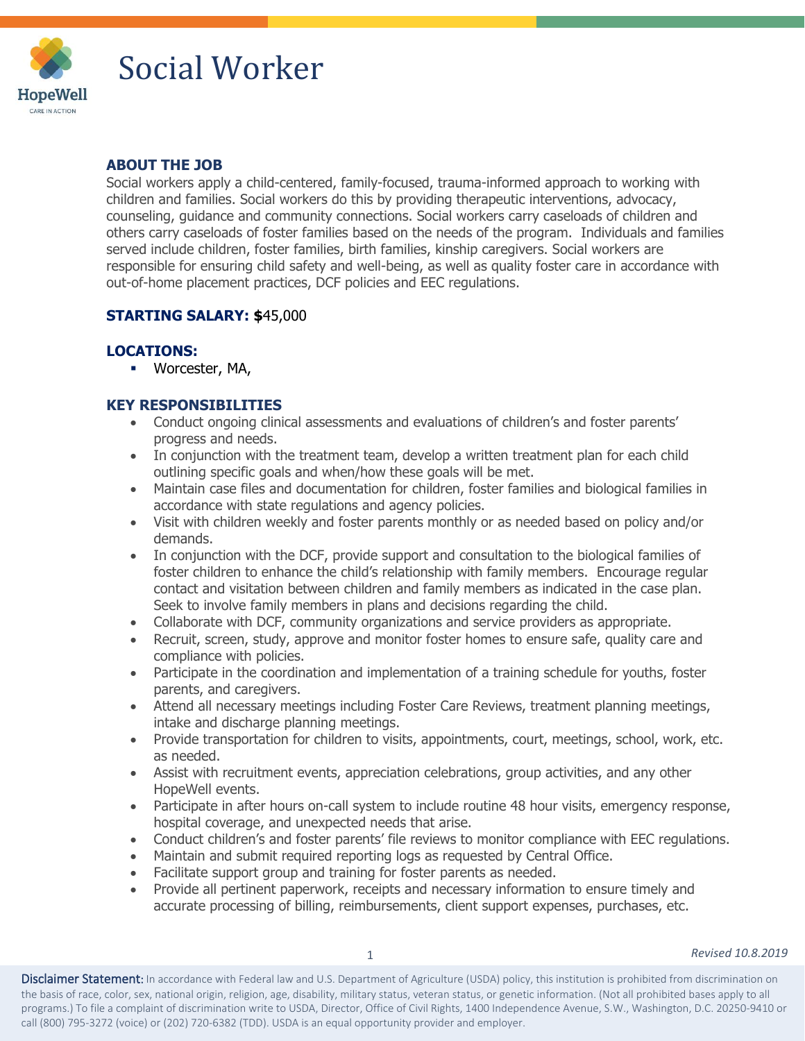# Social Worker

HopeWell
CARE IN ACTION

## ABOUT THE JOB

Social workers apply a child-centered, family-focused, trauma-informed approach to working with children and families. Social workers do this by providing therapeutic interventions, advocacy, counseling, guidance and community connections. Social workers carry caseloads of children and others carry caseloads of foster families based on the needs of the program. Individuals and families served include children, foster families, birth families, kinship caregivers. Social workers are responsible for ensuring child safety and well-being, as well as quality foster care in accordance with out-of-home placement practices, DCF policies and EEC regulations.

**STARTING SALARY: $**45,000

## LOCATIONS:

- Worcester, MA,

## KEY RESPONSIBILITIES

- Conduct ongoing clinical assessments and evaluations of children's and foster parents' progress and needs.
- In conjunction with the treatment team, develop a written treatment plan for each child outlining specific goals and when/how these goals will be met.
- Maintain case files and documentation for children, foster families and biological families in accordance with state regulations and agency policies.
- Visit with children weekly and foster parents monthly or as needed based on policy and/or demands.
- In conjunction with the DCF, provide support and consultation to the biological families of foster children to enhance the child's relationship with family members. Encourage regular contact and visitation between children and family members as indicated in the case plan. Seek to involve family members in plans and decisions regarding the child.
- Collaborate with DCF, community organizations and service providers as appropriate.
- Recruit, screen, study, approve and monitor foster homes to ensure safe, quality care and compliance with policies.
- Participate in the coordination and implementation of a training schedule for youths, foster parents, and caregivers.
- Attend all necessary meetings including Foster Care Reviews, treatment planning meetings, intake and discharge planning meetings.
- Provide transportation for children to visits, appointments, court, meetings, school, work, etc. as needed.
- Assist with recruitment events, appreciation celebrations, group activities, and any other HopeWell events.
- Participate in after hours on-call system to include routine 48 hour visits, emergency response, hospital coverage, and unexpected needs that arise.
- Conduct children's and foster parents' file reviews to monitor compliance with EEC regulations.
- Maintain and submit required reporting logs as requested by Central Office.
- Facilitate support group and training for foster parents as needed.
- Provide all pertinent paperwork, receipts and necessary information to ensure timely and accurate processing of billing, reimbursements, client support expenses, purchases, etc.

*Revised 10.8.2019*

**Disclaimer Statement:** In accordance with Federal law and U.S. Department of Agriculture (USDA) policy, this institution is prohibited from discrimination on the basis of race, color, sex, national origin, religion, age, disability, military status, veteran status, or genetic information. (Not all prohibited bases apply to all programs.) To file a complaint of discrimination write to USDA, Director, Office of Civil Rights, 1400 Independence Avenue, S.W., Washington, D.C. 20250-9410 or call (800) 795-3272 (voice) or (202) 720-6382 (TDD). USDA is an equal opportunity provider and employer.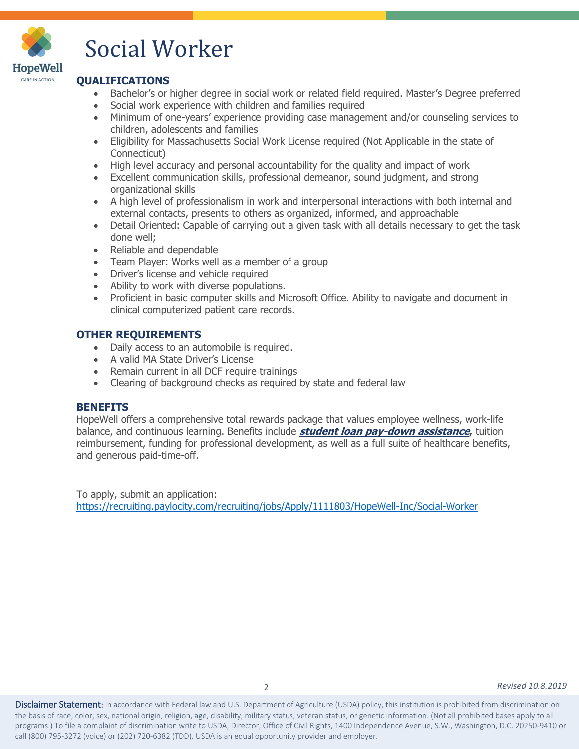# Social Worker

## QUALIFICATIONS

- Bachelor's or higher degree in social work or related field required. Master's Degree preferred
- Social work experience with children and families required
- Minimum of one-years' experience providing case management and/or counseling services to children, adolescents and families
- Eligibility for Massachusetts Social Work License required (Not Applicable in the state of Connecticut)
- High level accuracy and personal accountability for the quality and impact of work
- Excellent communication skills, professional demeanor, sound judgment, and strong organizational skills
- A high level of professionalism in work and interpersonal interactions with both internal and external contacts, presents to others as organized, informed, and approachable
- Detail Oriented: Capable of carrying out a given task with all details necessary to get the task done well;
- Reliable and dependable
- Team Player: Works well as a member of a group
- Driver's license and vehicle required
- Ability to work with diverse populations.
- Proficient in basic computer skills and Microsoft Office. Ability to navigate and document in clinical computerized patient care records.

## OTHER REQUIREMENTS

- Daily access to an automobile is required.
- A valid MA State Driver's License
- Remain current in all DCF require trainings
- Clearing of background checks as required by state and federal law

## BENEFITS

HopeWell offers a comprehensive total rewards package that values employee wellness, work-life balance, and continuous learning. Benefits include ***student loan pay-down assistance***, tuition reimbursement, funding for professional development, as well as a full suite of healthcare benefits, and generous paid-time-off.

To apply, submit an application:
https://recruiting.paylocity.com/recruiting/jobs/Apply/1111803/HopeWell-Inc/Social-Worker

*Revised 10.8.2019*

**Disclaimer Statement:** In accordance with Federal law and U.S. Department of Agriculture (USDA) policy, this institution is prohibited from discrimination on the basis of race, color, sex, national origin, religion, age, disability, military status, veteran status, or genetic information. (Not all prohibited bases apply to all programs.) To file a complaint of discrimination write to USDA, Director, Office of Civil Rights, 1400 Independence Avenue, S.W., Washington, D.C. 20250-9410 or call (800) 795-3272 (voice) or (202) 720-6382 (TDD). USDA is an equal opportunity provider and employer.